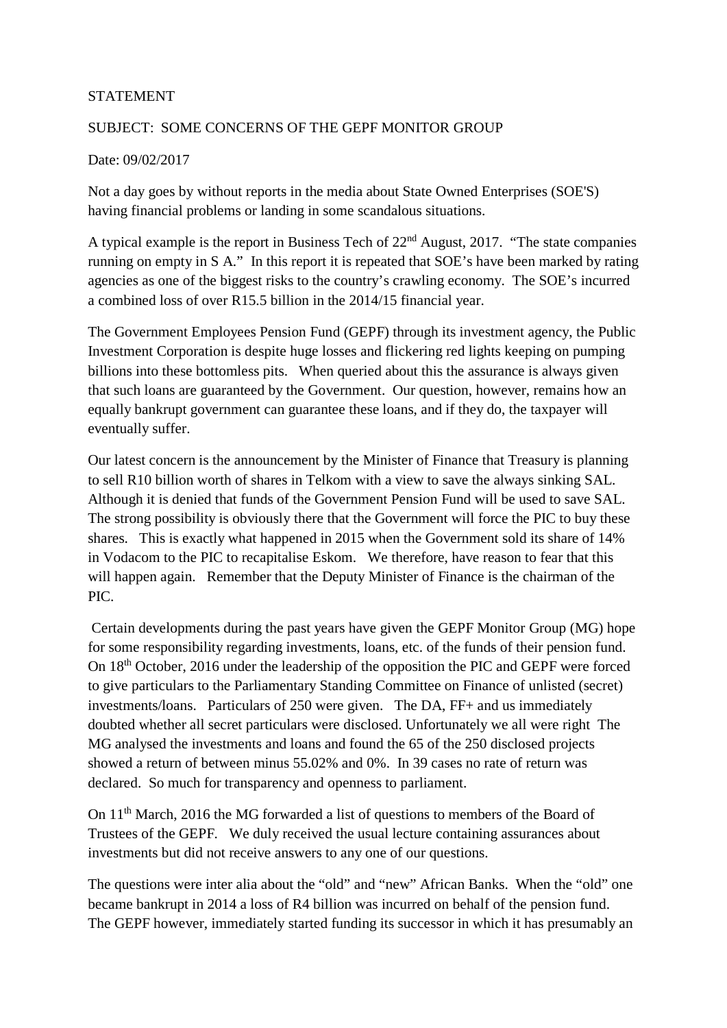STATEMENT

SUBJECT: SOME CONCERNS OF THE GEPF MONITOR GROUP

Date: 09/02/2017

Not a day goes by without reports in the media about State Owned Enterprises (SOE'S) having financial problems or landing in some scandalous situations.

A typical example is the report in Business Tech of 22nd August, 2017. "The state companies running on empty in S A." In this report it is repeated that SOE's have been marked by rating agencies as one of the biggest risks to the country's crawling economy. The SOE's incurred a combined loss of over R15.5 billion in the 2014/15 financial year.

The Government Employees Pension Fund (GEPF) through its investment agency, the Public Investment Corporation is despite huge losses and flickering red lights keeping on pumping billions into these bottomless pits. When queried about this the assurance is always given that such loans are guaranteed by the Government. Our question, however, remains how an equally bankrupt government can guarantee these loans, and if they do, the taxpayer will eventually suffer.

Our latest concern is the announcement by the Minister of Finance that Treasury is planning to sell R10 billion worth of shares in Telkom with a view to save the always sinking SAL. Although it is denied that funds of the Government Pension Fund will be used to save SAL. The strong possibility is obviously there that the Government will force the PIC to buy these shares. This is exactly what happened in 2015 when the Government sold its share of 14% in Vodacom to the PIC to recapitalise Eskom. We therefore, have reason to fear that this will happen again. Remember that the Deputy Minister of Finance is the chairman of the PIC.

Certain developments during the past years have given the GEPF Monitor Group (MG) hope for some responsibility regarding investments, loans, etc. of the funds of their pension fund. On 18th October, 2016 under the leadership of the opposition the PIC and GEPF were forced to give particulars to the Parliamentary Standing Committee on Finance of unlisted (secret) investments/loans. Particulars of 250 were given. The DA, FF+ and us immediately doubted whether all secret particulars were disclosed. Unfortunately we all were right The MG analysed the investments and loans and found the 65 of the 250 disclosed projects showed a return of between minus 55.02% and 0%. In 39 cases no rate of return was declared. So much for transparency and openness to parliament.

On 11th March, 2016 the MG forwarded a list of questions to members of the Board of Trustees of the GEPF. We duly received the usual lecture containing assurances about investments but did not receive answers to any one of our questions.

The questions were inter alia about the "old" and "new" African Banks. When the "old" one became bankrupt in 2014 a loss of R4 billion was incurred on behalf of the pension fund. The GEPF however, immediately started funding its successor in which it has presumably an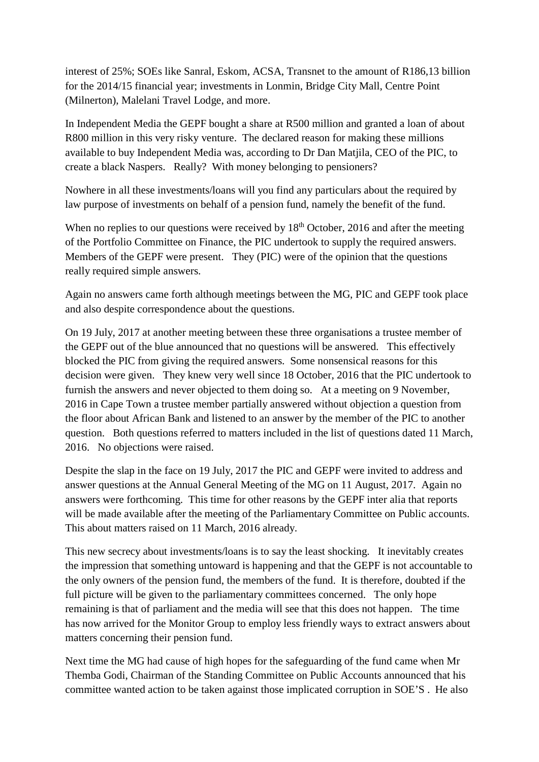interest of 25%; SOEs like Sanral, Eskom, ACSA, Transnet to the amount of R186,13 billion for the 2014/15 financial year; investments in Lonmin, Bridge City Mall, Centre Point (Milnerton), Malelani Travel Lodge, and more.

In Independent Media the GEPF bought a share at R500 million and granted a loan of about R800 million in this very risky venture. The declared reason for making these millions available to buy Independent Media was, according to Dr Dan Matjila, CEO of the PIC, to create a black Naspers. Really? With money belonging to pensioners?

Nowhere in all these investments/loans will you find any particulars about the required by law purpose of investments on behalf of a pension fund, namely the benefit of the fund.

When no replies to our questions were received by 18th October, 2016 and after the meeting of the Portfolio Committee on Finance, the PIC undertook to supply the required answers. Members of the GEPF were present. They (PIC) were of the opinion that the questions really required simple answers.

Again no answers came forth although meetings between the MG, PIC and GEPF took place and also despite correspondence about the questions.

On 19 July, 2017 at another meeting between these three organisations a trustee member of the GEPF out of the blue announced that no questions will be answered. This effectively blocked the PIC from giving the required answers. Some nonsensical reasons for this decision were given. They knew very well since 18 October, 2016 that the PIC undertook to furnish the answers and never objected to them doing so. At a meeting on 9 November, 2016 in Cape Town a trustee member partially answered without objection a question from the floor about African Bank and listened to an answer by the member of the PIC to another question. Both questions referred to matters included in the list of questions dated 11 March, 2016. No objections were raised.

Despite the slap in the face on 19 July, 2017 the PIC and GEPF were invited to address and answer questions at the Annual General Meeting of the MG on 11 August, 2017. Again no answers were forthcoming. This time for other reasons by the GEPF inter alia that reports will be made available after the meeting of the Parliamentary Committee on Public accounts. This about matters raised on 11 March, 2016 already.

This new secrecy about investments/loans is to say the least shocking. It inevitably creates the impression that something untoward is happening and that the GEPF is not accountable to the only owners of the pension fund, the members of the fund. It is therefore, doubted if the full picture will be given to the parliamentary committees concerned. The only hope remaining is that of parliament and the media will see that this does not happen. The time has now arrived for the Monitor Group to employ less friendly ways to extract answers about matters concerning their pension fund.

Next time the MG had cause of high hopes for the safeguarding of the fund came when Mr Themba Godi, Chairman of the Standing Committee on Public Accounts announced that his committee wanted action to be taken against those implicated corruption in SOE'S . He also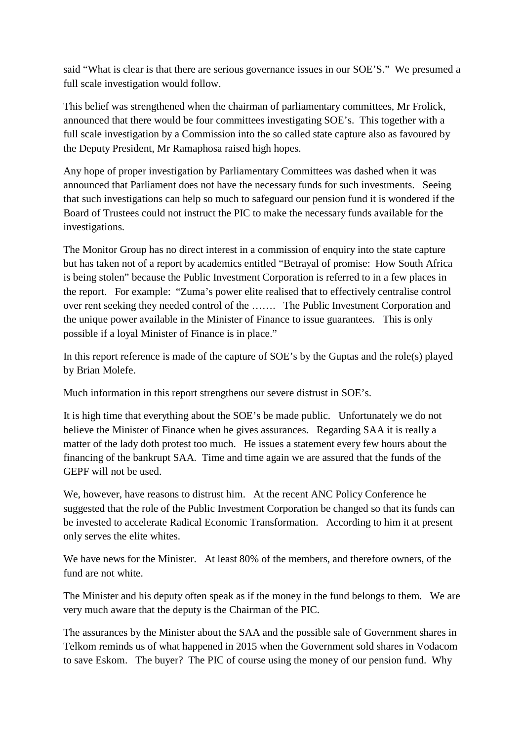said “What is clear is that there are serious governance issues in our SOE’S.” We presumed a full scale investigation would follow.

This belief was strengthened when the chairman of parliamentary committees, Mr Frolick, announced that there would be four committees investigating SOE’s. This together with a full scale investigation by a Commission into the so called state capture also as favoured by the Deputy President, Mr Ramaphosa raised high hopes.

Any hope of proper investigation by Parliamentary Committees was dashed when it was announced that Parliament does not have the necessary funds for such investments. Seeing that such investigations can help so much to safeguard our pension fund it is wondered if the Board of Trustees could not instruct the PIC to make the necessary funds available for the investigations.

The Monitor Group has no direct interest in a commission of enquiry into the state capture but has taken not of a report by academics entitled “Betrayal of promise: How South Africa is being stolen” because the Public Investment Corporation is referred to in a few places in the report. For example: “Zuma’s power elite realised that to effectively centralise control over rent seeking they needed control of the ……. The Public Investment Corporation and the unique power available in the Minister of Finance to issue guarantees. This is only possible if a loyal Minister of Finance is in place.”

In this report reference is made of the capture of SOE’s by the Guptas and the role(s) played by Brian Molefe.

Much information in this report strengthens our severe distrust in SOE’s.

It is high time that everything about the SOE’s be made public. Unfortunately we do not believe the Minister of Finance when he gives assurances. Regarding SAA it is really a matter of the lady doth protest too much. He issues a statement every few hours about the financing of the bankrupt SAA. Time and time again we are assured that the funds of the GEPF will not be used.

We, however, have reasons to distrust him. At the recent ANC Policy Conference he suggested that the role of the Public Investment Corporation be changed so that its funds can be invested to accelerate Radical Economic Transformation. According to him it at present only serves the elite whites.

We have news for the Minister. At least 80% of the members, and therefore owners, of the fund are not white.

The Minister and his deputy often speak as if the money in the fund belongs to them. We are very much aware that the deputy is the Chairman of the PIC.

The assurances by the Minister about the SAA and the possible sale of Government shares in Telkom reminds us of what happened in 2015 when the Government sold shares in Vodacom to save Eskom. The buyer? The PIC of course using the money of our pension fund. Why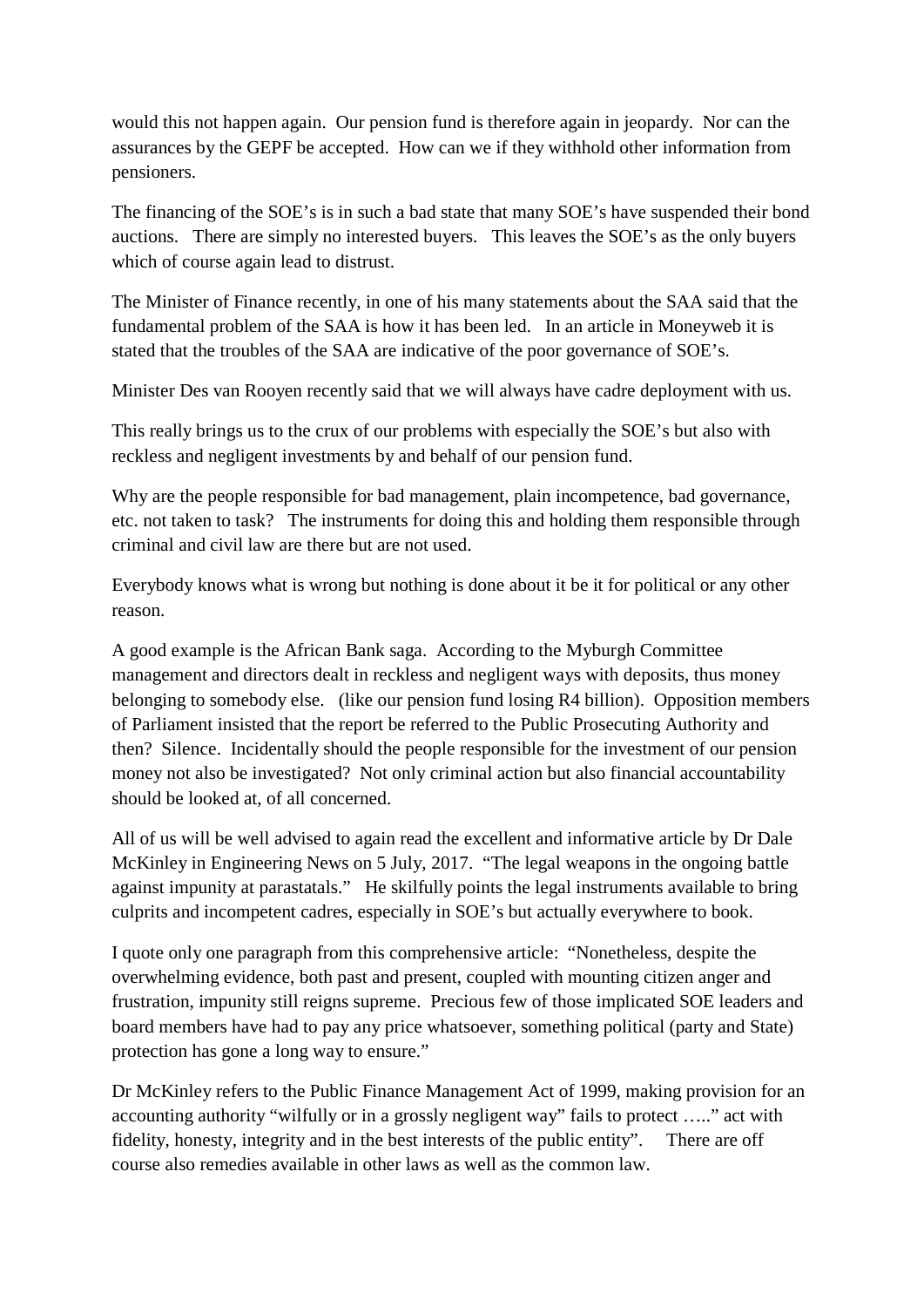would this not happen again. Our pension fund is therefore again in jeopardy. Nor can the assurances by the GEPF be accepted. How can we if they withhold other information from pensioners.

The financing of the SOE's is in such a bad state that many SOE's have suspended their bond auctions. There are simply no interested buyers. This leaves the SOE's as the only buyers which of course again lead to distrust.

The Minister of Finance recently, in one of his many statements about the SAA said that the fundamental problem of the SAA is how it has been led. In an article in Moneyweb it is stated that the troubles of the SAA are indicative of the poor governance of SOE's.

Minister Des van Rooyen recently said that we will always have cadre deployment with us.

This really brings us to the crux of our problems with especially the SOE's but also with reckless and negligent investments by and behalf of our pension fund.

Why are the people responsible for bad management, plain incompetence, bad governance, etc. not taken to task? The instruments for doing this and holding them responsible through criminal and civil law are there but are not used.

Everybody knows what is wrong but nothing is done about it be it for political or any other reason.

A good example is the African Bank saga. According to the Myburgh Committee management and directors dealt in reckless and negligent ways with deposits, thus money belonging to somebody else. (like our pension fund losing R4 billion). Opposition members of Parliament insisted that the report be referred to the Public Prosecuting Authority and then? Silence. Incidentally should the people responsible for the investment of our pension money not also be investigated? Not only criminal action but also financial accountability should be looked at, of all concerned.

All of us will be well advised to again read the excellent and informative article by Dr Dale McKinley in Engineering News on 5 July, 2017. "The legal weapons in the ongoing battle against impunity at parastatals." He skilfully points the legal instruments available to bring culprits and incompetent cadres, especially in SOE's but actually everywhere to book.

I quote only one paragraph from this comprehensive article: "Nonetheless, despite the overwhelming evidence, both past and present, coupled with mounting citizen anger and frustration, impunity still reigns supreme. Precious few of those implicated SOE leaders and board members have had to pay any price whatsoever, something political (party and State) protection has gone a long way to ensure."

Dr McKinley refers to the Public Finance Management Act of 1999, making provision for an accounting authority "wilfully or in a grossly negligent way" fails to protect ….." act with fidelity, honesty, integrity and in the best interests of the public entity". There are off course also remedies available in other laws as well as the common law.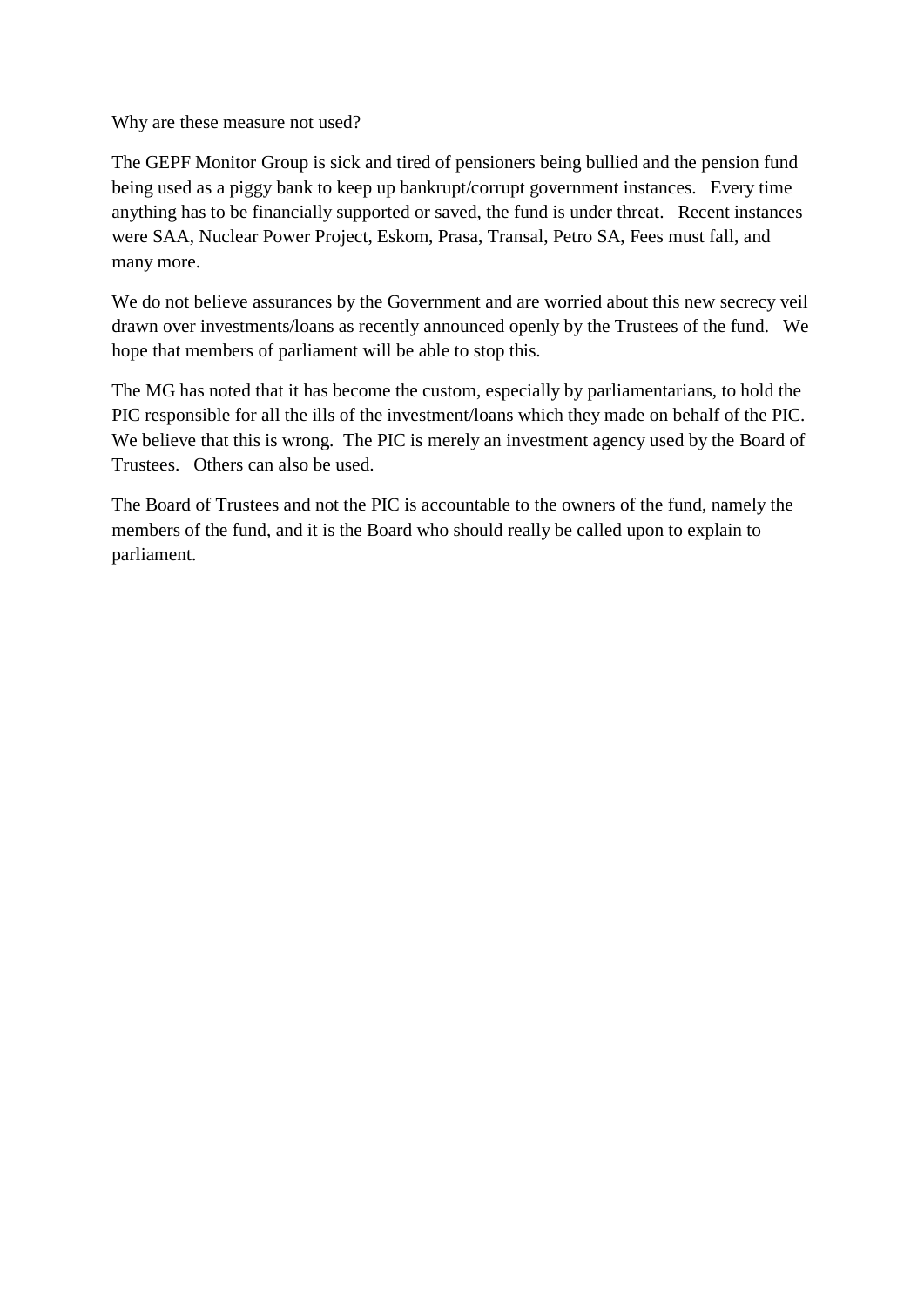Why are these measure not used?

The GEPF Monitor Group is sick and tired of pensioners being bullied and the pension fund being used as a piggy bank to keep up bankrupt/corrupt government instances. Every time anything has to be financially supported or saved, the fund is under threat. Recent instances were SAA, Nuclear Power Project, Eskom, Prasa, Transal, Petro SA, Fees must fall, and many more.

We do not believe assurances by the Government and are worried about this new secrecy veil drawn over investments/loans as recently announced openly by the Trustees of the fund. We hope that members of parliament will be able to stop this.

The MG has noted that it has become the custom, especially by parliamentarians, to hold the PIC responsible for all the ills of the investment/loans which they made on behalf of the PIC. We believe that this is wrong. The PIC is merely an investment agency used by the Board of Trustees. Others can also be used.

The Board of Trustees and not the PIC is accountable to the owners of the fund, namely the members of the fund, and it is the Board who should really be called upon to explain to parliament.